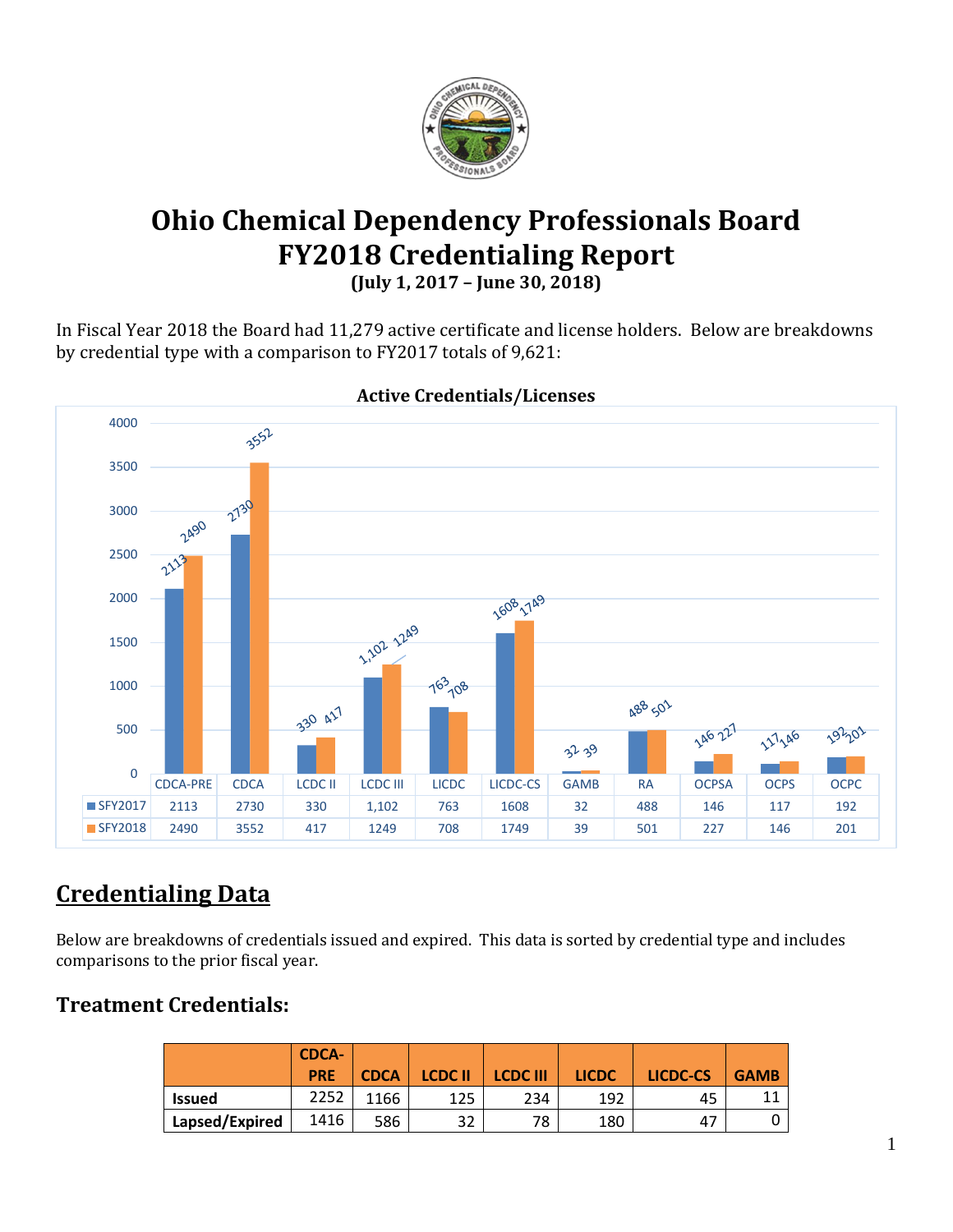# Ohio Chemical Dependency Professionals Board
# FY2018 Credentialing Report

**(July 1, 2017 – June 30, 2018)**

In Fiscal Year 2018 the Board had 11,279 active certificate and license holders. Below are breakdowns by credential type with a comparison to FY2017 totals of 9,621:

**Active Credentials/Licenses**

| | CDCA-PRE | CDCA | LCDC II | LCDC III | LICDC | LICDC-CS | GAMB | RA | OCPSA | OCPS | OCPC |
|---|---|---|---|---|---|---|---|---|---|---|---|
| SFY2017 | 2113 | 2730 | 330 | 1,102 | 763 | 1608 | 32 | 488 | 146 | 117 | 192 |
| SFY2018 | 2490 | 3552 | 417 | 1249 | 708 | 1749 | 39 | 501 | 227 | 146 | 201 |

## Credentialing Data

Below are breakdowns of credentials issued and expired. This data is sorted by credential type and includes comparisons to the prior fiscal year.

### Treatment Credentials:

| | CDCA-PRE | CDCA | LCDC II | LCDC III | LICDC | LICDC-CS | GAMB |
|---|---|---|---|---|---|---|---|
| **Issued** | 2252 | 1166 | 125 | 234 | 192 | 45 | 11 |
| **Lapsed/Expired** | 1416 | 586 | 32 | 78 | 180 | 47 | 0 |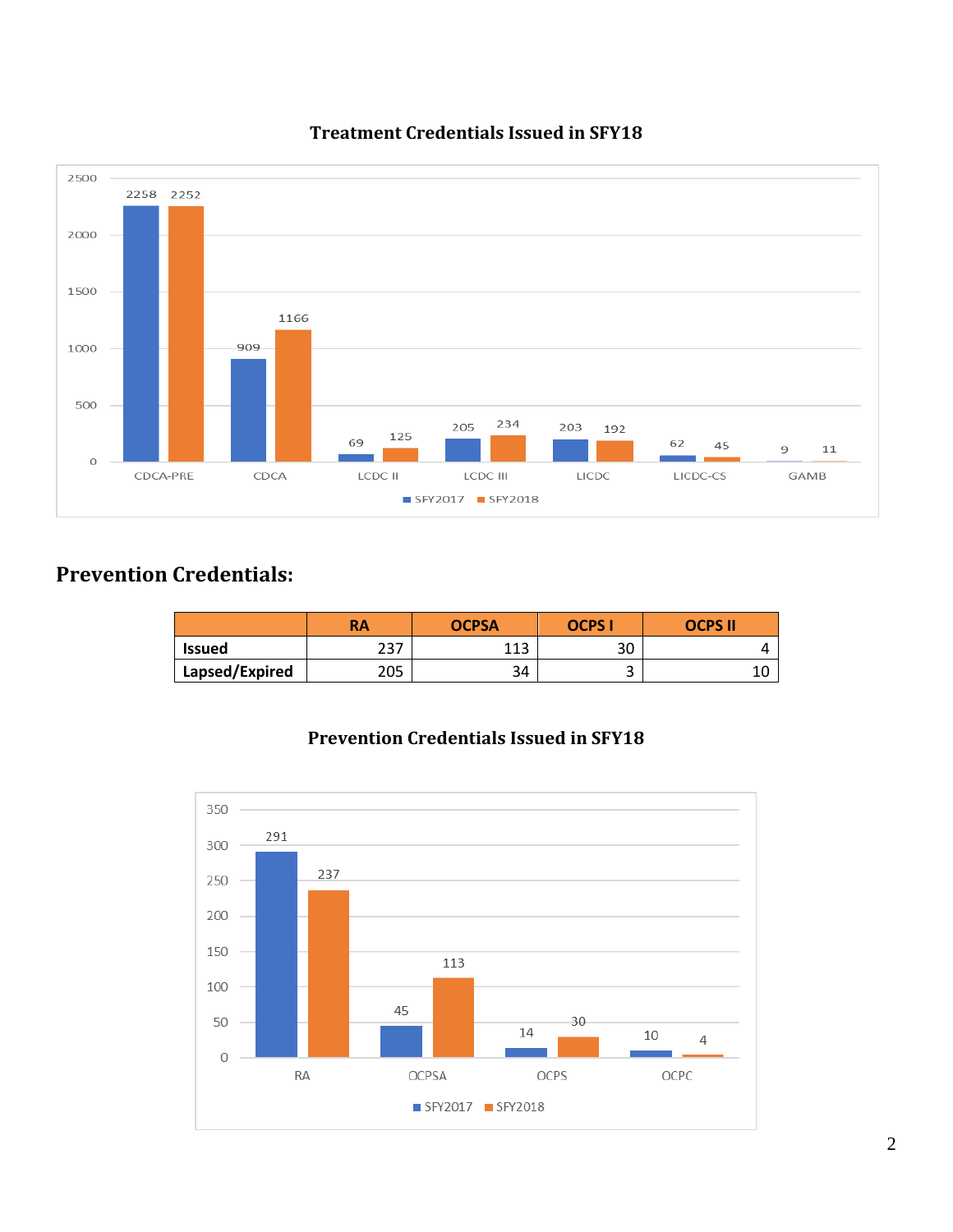**Treatment Credentials Issued in SFY18**

| | CDCA-PRE | CDCA | LCDC II | LCDC III | LICDC | LICDC-CS | GAMB |
|---|---|---|---|---|---|---|---|
| SFY2017 | 2258 | 909 | 69 | 205 | 203 | 62 | 9 |
| SFY2018 | 2252 | 1166 | 125 | 234 | 192 | 45 | 11 |

## Prevention Credentials:

| | RA | OCPSA | OCPS I | OCPS II |
|---|---|---|---|---|
| **Issued** | 237 | 113 | 30 | 4 |
| **Lapsed/Expired** | 205 | 34 | 3 | 10 |

**Prevention Credentials Issued in SFY18**

| | RA | OCPSA | OCPS | OCPC |
|---|---|---|---|---|
| SFY2017 | 291 | 45 | 14 | 10 |
| SFY2018 | 237 | 113 | 30 | 4 |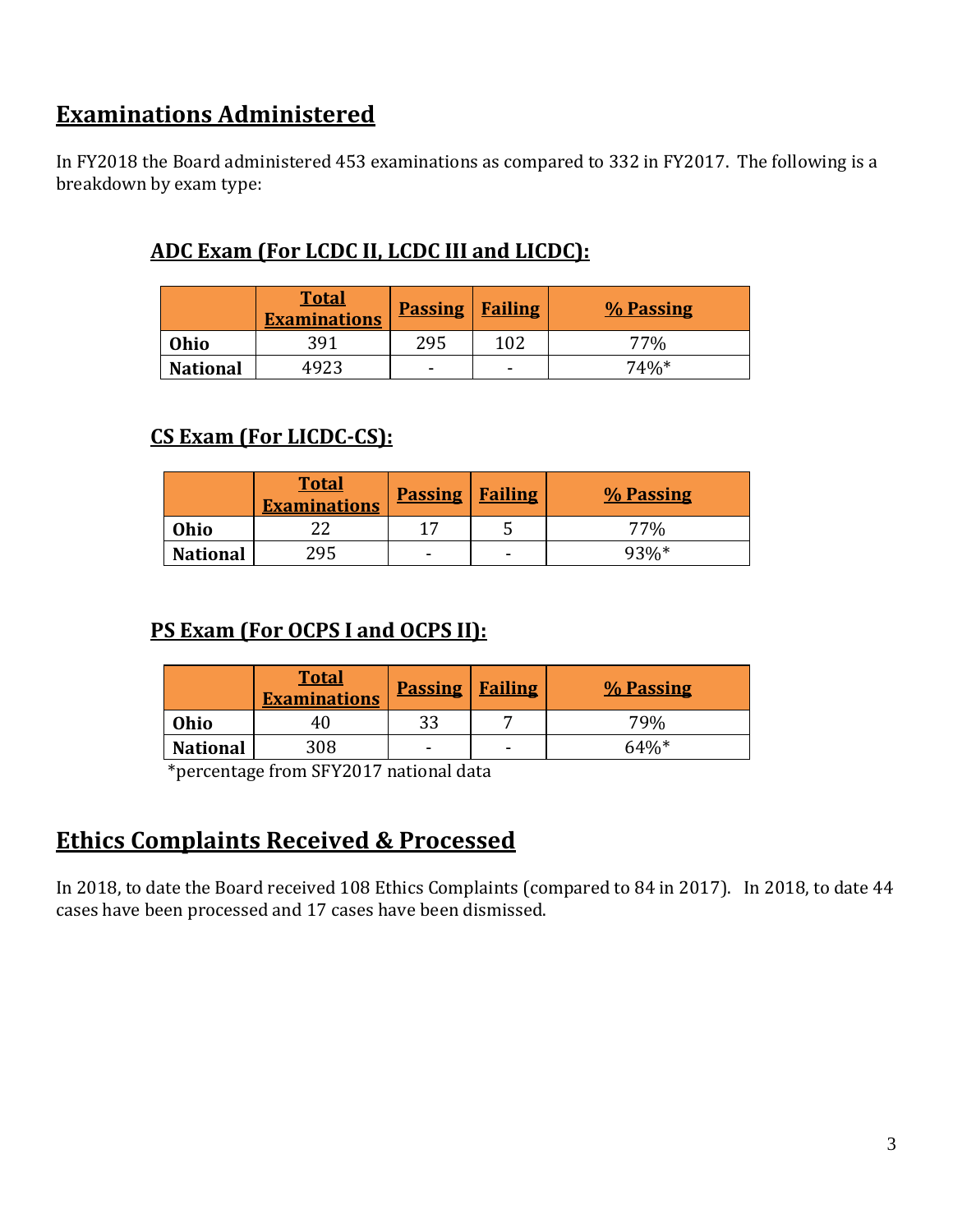## Examinations Administered

In FY2018 the Board administered 453 examinations as compared to 332 in FY2017. The following is a breakdown by exam type:

### ADC Exam (For LCDC II, LCDC III and LICDC):

| | Total Examinations | Passing | Failing | % Passing |
|---|---|---|---|---|
| **Ohio** | 391 | 295 | 102 | 77% |
| **National** | 4923 | - | - | 74%* |

### CS Exam (For LICDC-CS):

| | Total Examinations | Passing | Failing | % Passing |
|---|---|---|---|---|
| **Ohio** | 22 | 17 | 5 | 77% |
| **National** | 295 | - | - | 93%* |

### PS Exam (For OCPS I and OCPS II):

| | Total Examinations | Passing | Failing | % Passing |
|---|---|---|---|---|
| **Ohio** | 40 | 33 | 7 | 79% |
| **National** | 308 | - | - | 64%* |

*percentage from SFY2017 national data

## Ethics Complaints Received & Processed

In 2018, to date the Board received 108 Ethics Complaints (compared to 84 in 2017). In 2018, to date 44 cases have been processed and 17 cases have been dismissed.